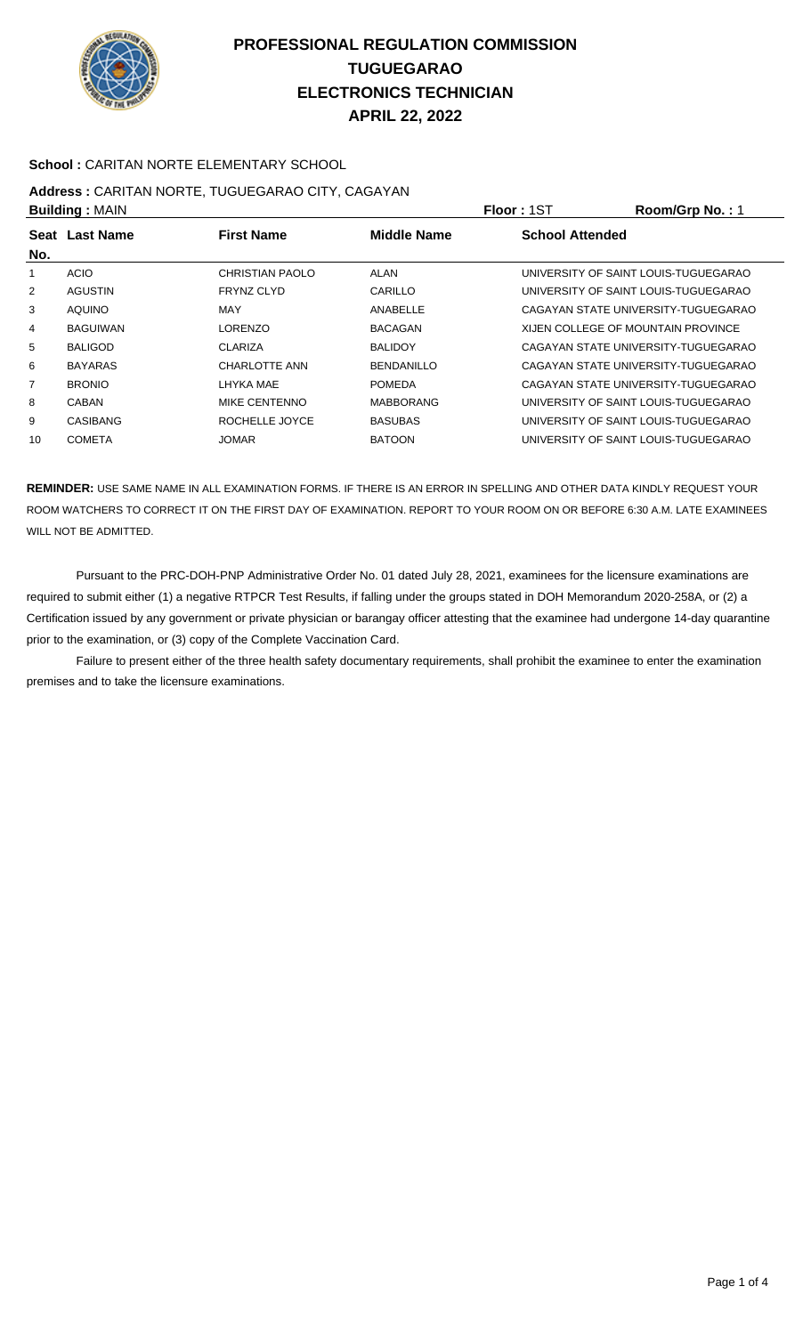# PROFESSIONAL REGULATION COMMISSION
## TUGUEGARAO
## ELECTRONICS TECHNICIAN
## APRIL 22, 2022

**School :** CARITAN NORTE ELEMENTARY SCHOOL

**Address :** CARITAN NORTE, TUGUEGARAO CITY, CAGAYAN

**Building :** MAIN **Floor :** 1ST **Room/Grp No. :** 1

| Seat No. | Last Name | First Name | Middle Name | School Attended |
|---|---|---|---|---|
| 1 | ACIO | CHRISTIAN PAOLO | ALAN | UNIVERSITY OF SAINT LOUIS-TUGUEGARAO |
| 2 | AGUSTIN | FRYNZ CLYD | CARILLO | UNIVERSITY OF SAINT LOUIS-TUGUEGARAO |
| 3 | AQUINO | MAY | ANABELLE | CAGAYAN STATE UNIVERSITY-TUGUEGARAO |
| 4 | BAGUIWAN | LORENZO | BACAGAN | XIJEN COLLEGE OF MOUNTAIN PROVINCE |
| 5 | BALIGOD | CLARIZA | BALIDOY | CAGAYAN STATE UNIVERSITY-TUGUEGARAO |
| 6 | BAYARAS | CHARLOTTE ANN | BENDANILLO | CAGAYAN STATE UNIVERSITY-TUGUEGARAO |
| 7 | BRONIO | LHYKA MAE | POMEDA | CAGAYAN STATE UNIVERSITY-TUGUEGARAO |
| 8 | CABAN | MIKE CENTENNO | MABBORANG | UNIVERSITY OF SAINT LOUIS-TUGUEGARAO |
| 9 | CASIBANG | ROCHELLE JOYCE | BASUBAS | UNIVERSITY OF SAINT LOUIS-TUGUEGARAO |
| 10 | COMETA | JOMAR | BATOON | UNIVERSITY OF SAINT LOUIS-TUGUEGARAO |

**REMINDER:** USE SAME NAME IN ALL EXAMINATION FORMS. IF THERE IS AN ERROR IN SPELLING AND OTHER DATA KINDLY REQUEST YOUR ROOM WATCHERS TO CORRECT IT ON THE FIRST DAY OF EXAMINATION. REPORT TO YOUR ROOM ON OR BEFORE 6:30 A.M. LATE EXAMINEES WILL NOT BE ADMITTED.

Pursuant to the PRC-DOH-PNP Administrative Order No. 01 dated July 28, 2021, examinees for the licensure examinations are required to submit either (1) a negative RTPCR Test Results, if falling under the groups stated in DOH Memorandum 2020-258A, or (2) a Certification issued by any government or private physician or barangay officer attesting that the examinee had undergone 14-day quarantine prior to the examination, or (3) copy of the Complete Vaccination Card.

Failure to present either of the three health safety documentary requirements, shall prohibit the examinee to enter the examination premises and to take the licensure examinations.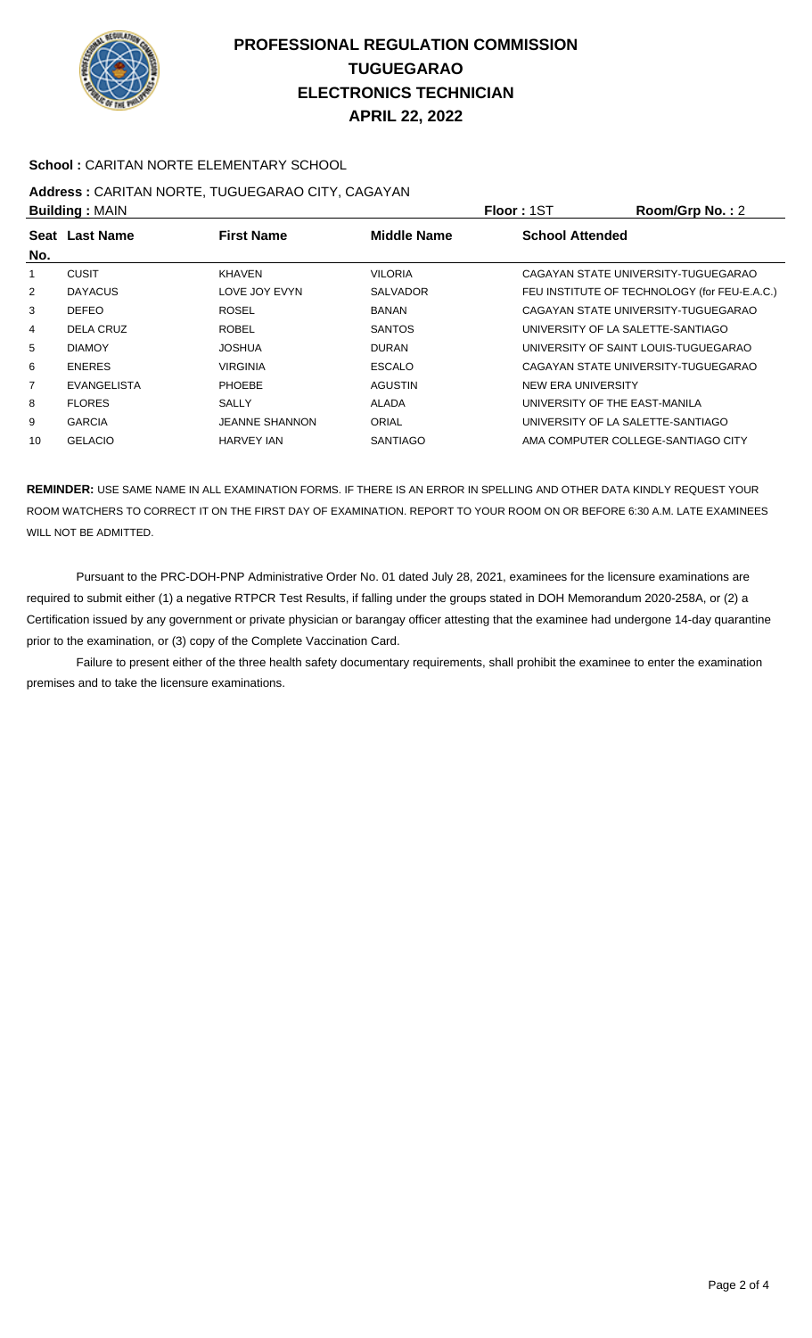# PROFESSIONAL REGULATION COMMISSION
## TUGUEGARAO
## ELECTRONICS TECHNICIAN
## APRIL 22, 2022

**School :** CARITAN NORTE ELEMENTARY SCHOOL

**Address :** CARITAN NORTE, TUGUEGARAO CITY, CAGAYAN

**Building :** MAIN **Floor :** 1ST **Room/Grp No. :** 2

| Seat No. | Last Name | First Name | Middle Name | School Attended |
|---|---|---|---|---|
| 1 | CUSIT | KHAVEN | VILORIA | CAGAYAN STATE UNIVERSITY-TUGUEGARAO |
| 2 | DAYACUS | LOVE JOY EVYN | SALVADOR | FEU INSTITUTE OF TECHNOLOGY (for FEU-E.A.C.) |
| 3 | DEFEO | ROSEL | BANAN | CAGAYAN STATE UNIVERSITY-TUGUEGARAO |
| 4 | DELA CRUZ | ROBEL | SANTOS | UNIVERSITY OF LA SALETTE-SANTIAGO |
| 5 | DIAMOY | JOSHUA | DURAN | UNIVERSITY OF SAINT LOUIS-TUGUEGARAO |
| 6 | ENERES | VIRGINIA | ESCALO | CAGAYAN STATE UNIVERSITY-TUGUEGARAO |
| 7 | EVANGELISTA | PHOEBE | AGUSTIN | NEW ERA UNIVERSITY |
| 8 | FLORES | SALLY | ALADA | UNIVERSITY OF THE EAST-MANILA |
| 9 | GARCIA | JEANNE SHANNON | ORIAL | UNIVERSITY OF LA SALETTE-SANTIAGO |
| 10 | GELACIO | HARVEY IAN | SANTIAGO | AMA COMPUTER COLLEGE-SANTIAGO CITY |

**REMINDER:** USE SAME NAME IN ALL EXAMINATION FORMS. IF THERE IS AN ERROR IN SPELLING AND OTHER DATA KINDLY REQUEST YOUR ROOM WATCHERS TO CORRECT IT ON THE FIRST DAY OF EXAMINATION. REPORT TO YOUR ROOM ON OR BEFORE 6:30 A.M. LATE EXAMINEES WILL NOT BE ADMITTED.

Pursuant to the PRC-DOH-PNP Administrative Order No. 01 dated July 28, 2021, examinees for the licensure examinations are required to submit either (1) a negative RTPCR Test Results, if falling under the groups stated in DOH Memorandum 2020-258A, or (2) a Certification issued by any government or private physician or barangay officer attesting that the examinee had undergone 14-day quarantine prior to the examination, or (3) copy of the Complete Vaccination Card.

Failure to present either of the three health safety documentary requirements, shall prohibit the examinee to enter the examination premises and to take the licensure examinations.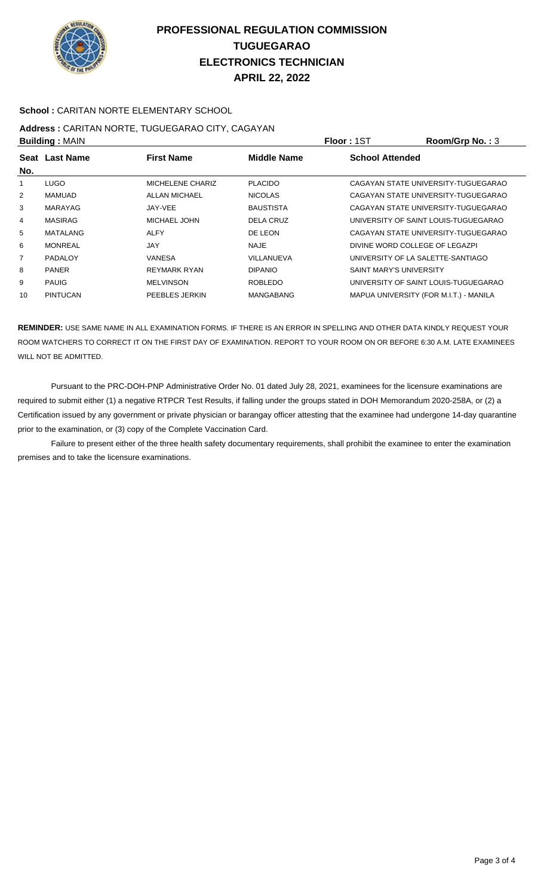# PROFESSIONAL REGULATION COMMISSION
# TUGUEGARAO
# ELECTRONICS TECHNICIAN
# APRIL 22, 2022

**School :** CARITAN NORTE ELEMENTARY SCHOOL

**Address :** CARITAN NORTE, TUGUEGARAO CITY, CAGAYAN

**Building :** MAIN **Floor :** 1ST **Room/Grp No. :** 3

| Seat No. | Last Name | First Name | Middle Name | School Attended |
|---|---|---|---|---|
| 1 | LUGO | MICHELENE CHARIZ | PLACIDO | CAGAYAN STATE UNIVERSITY-TUGUEGARAO |
| 2 | MAMUAD | ALLAN MICHAEL | NICOLAS | CAGAYAN STATE UNIVERSITY-TUGUEGARAO |
| 3 | MARAYAG | JAY-VEE | BAUSTISTA | CAGAYAN STATE UNIVERSITY-TUGUEGARAO |
| 4 | MASIRAG | MICHAEL JOHN | DELA CRUZ | UNIVERSITY OF SAINT LOUIS-TUGUEGARAO |
| 5 | MATALANG | ALFY | DE LEON | CAGAYAN STATE UNIVERSITY-TUGUEGARAO |
| 6 | MONREAL | JAY | NAJE | DIVINE WORD COLLEGE OF LEGAZPI |
| 7 | PADALOY | VANESA | VILLANUEVA | UNIVERSITY OF LA SALETTE-SANTIAGO |
| 8 | PANER | REYMARK RYAN | DIPANIO | SAINT MARY'S UNIVERSITY |
| 9 | PAUIG | MELVINSON | ROBLEDO | UNIVERSITY OF SAINT LOUIS-TUGUEGARAO |
| 10 | PINTUCAN | PEEBLES JERKIN | MANGABANG | MAPUA UNIVERSITY (FOR M.I.T.) - MANILA |

**REMINDER:** USE SAME NAME IN ALL EXAMINATION FORMS. IF THERE IS AN ERROR IN SPELLING AND OTHER DATA KINDLY REQUEST YOUR ROOM WATCHERS TO CORRECT IT ON THE FIRST DAY OF EXAMINATION. REPORT TO YOUR ROOM ON OR BEFORE 6:30 A.M. LATE EXAMINEES WILL NOT BE ADMITTED.

Pursuant to the PRC-DOH-PNP Administrative Order No. 01 dated July 28, 2021, examinees for the licensure examinations are required to submit either (1) a negative RTPCR Test Results, if falling under the groups stated in DOH Memorandum 2020-258A, or (2) a Certification issued by any government or private physician or barangay officer attesting that the examinee had undergone 14-day quarantine prior to the examination, or (3) copy of the Complete Vaccination Card.

Failure to present either of the three health safety documentary requirements, shall prohibit the examinee to enter the examination premises and to take the licensure examinations.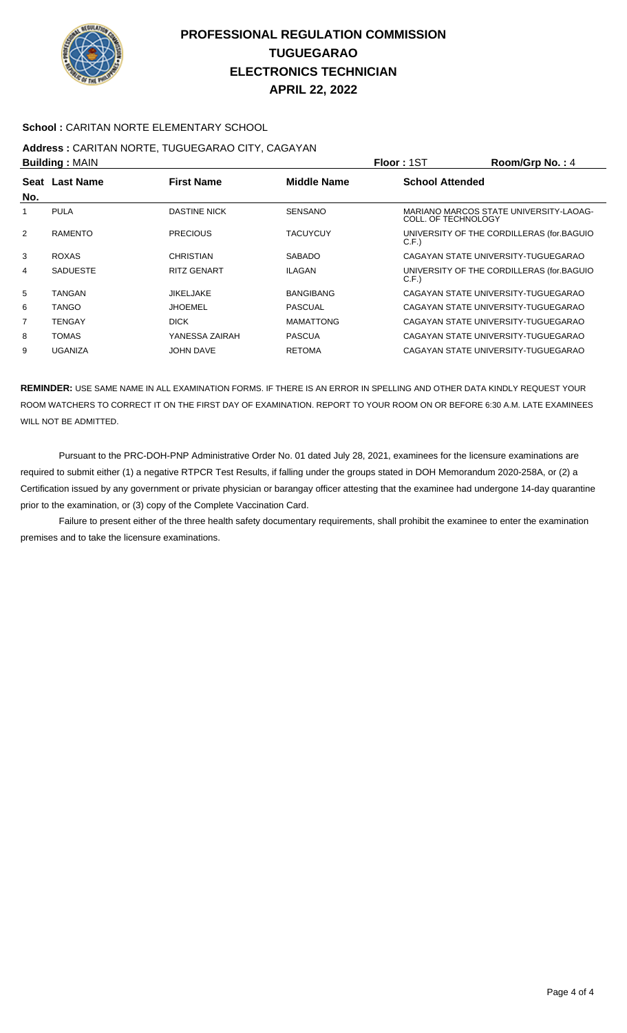# PROFESSIONAL REGULATION COMMISSION
# TUGUEGARAO
# ELECTRONICS TECHNICIAN
# APRIL 22, 2022

**School :** CARITAN NORTE ELEMENTARY SCHOOL

**Address :** CARITAN NORTE, TUGUEGARAO CITY, CAGAYAN

**Building :** MAIN **Floor :** 1ST **Room/Grp No. :** 4

| Seat No. | Last Name | First Name | Middle Name | School Attended |
|---|---|---|---|---|
| 1 | PULA | DASTINE NICK | SENSANO | MARIANO MARCOS STATE UNIVERSITY-LAOAG-COLL. OF TECHNOLOGY |
| 2 | RAMENTO | PRECIOUS | TACUYCUY | UNIVERSITY OF THE CORDILLERAS (for.BAGUIO C.F.) |
| 3 | ROXAS | CHRISTIAN | SABADO | CAGAYAN STATE UNIVERSITY-TUGUEGARAO |
| 4 | SADUESTE | RITZ GENART | ILAGAN | UNIVERSITY OF THE CORDILLERAS (for.BAGUIO C.F.) |
| 5 | TANGAN | JIKELJAKE | BANGIBANG | CAGAYAN STATE UNIVERSITY-TUGUEGARAO |
| 6 | TANGO | JHOEMEL | PASCUAL | CAGAYAN STATE UNIVERSITY-TUGUEGARAO |
| 7 | TENGAY | DICK | MAMATTONG | CAGAYAN STATE UNIVERSITY-TUGUEGARAO |
| 8 | TOMAS | YANESSA ZAIRAH | PASCUA | CAGAYAN STATE UNIVERSITY-TUGUEGARAO |
| 9 | UGANIZA | JOHN DAVE | RETOMA | CAGAYAN STATE UNIVERSITY-TUGUEGARAO |

**REMINDER:** USE SAME NAME IN ALL EXAMINATION FORMS. IF THERE IS AN ERROR IN SPELLING AND OTHER DATA KINDLY REQUEST YOUR ROOM WATCHERS TO CORRECT IT ON THE FIRST DAY OF EXAMINATION. REPORT TO YOUR ROOM ON OR BEFORE 6:30 A.M. LATE EXAMINEES WILL NOT BE ADMITTED.

Pursuant to the PRC-DOH-PNP Administrative Order No. 01 dated July 28, 2021, examinees for the licensure examinations are required to submit either (1) a negative RTPCR Test Results, if falling under the groups stated in DOH Memorandum 2020-258A, or (2) a Certification issued by any government or private physician or barangay officer attesting that the examinee had undergone 14-day quarantine prior to the examination, or (3) copy of the Complete Vaccination Card.

Failure to present either of the three health safety documentary requirements, shall prohibit the examinee to enter the examination premises and to take the licensure examinations.